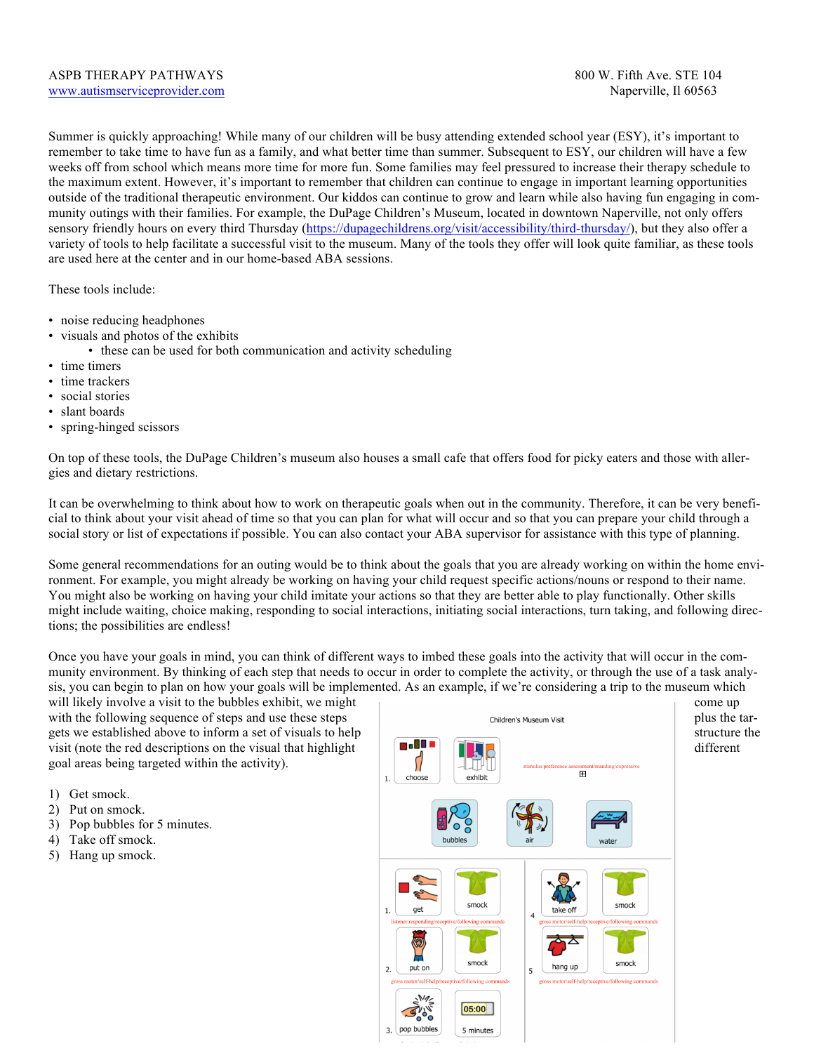ASPB THERAPY PATHWAYS
[www.autismserviceprovider.com](http://www.autismserviceprovider.com)

800 W. Fifth Ave. STE 104
Naperville, Il 60563

Summer is quickly approaching! While many of our children will be busy attending extended school year (ESY), it's important to remember to take time to have fun as a family, and what better time than summer. Subsequent to ESY, our children will have a few weeks off from school which means more time for more fun. Some families may feel pressured to increase their therapy schedule to the maximum extent. However, it's important to remember that children can continue to engage in important learning opportunities outside of the traditional therapeutic environment. Our kiddos can continue to grow and learn while also having fun engaging in community outings with their families. For example, the DuPage Children's Museum, located in downtown Naperville, not only offers sensory friendly hours on every third Thursday (https://dupagechildrens.org/visit/accessibility/third-thursday/), but they also offer a variety of tools to help facilitate a successful visit to the museum. Many of the tools they offer will look quite familiar, as these tools are used here at the center and in our home-based ABA sessions.

These tools include:

- noise reducing headphones
- visuals and photos of the exhibits
  - these can be used for both communication and activity scheduling
- time timers
- time trackers
- social stories
- slant boards
- spring-hinged scissors

On top of these tools, the DuPage Children's museum also houses a small cafe that offers food for picky eaters and those with allergies and dietary restrictions.

It can be overwhelming to think about how to work on therapeutic goals when out in the community. Therefore, it can be very beneficial to think about your visit ahead of time so that you can plan for what will occur and so that you can prepare your child through a social story or list of expectations if possible. You can also contact your ABA supervisor for assistance with this type of planning.

Some general recommendations for an outing would be to think about the goals that you are already working on within the home environment. For example, you might already be working on having your child request specific actions/nouns or respond to their name. You might also be working on having your child imitate your actions so that they are better able to play functionally. Other skills might include waiting, choice making, responding to social interactions, initiating social interactions, turn taking, and following directions; the possibilities are endless!

Once you have your goals in mind, you can think of different ways to imbed these goals into the activity that will occur in the community environment. By thinking of each step that needs to occur in order to complete the activity, or through the use of a task analysis, you can begin to plan on how your goals will be implemented. As an example, if we're considering a trip to the museum which will likely involve a visit to the bubbles exhibit, we might come up with the following sequence of steps and use these steps plus the targets we established above to inform a set of visuals to help structure the visit (note the red descriptions on the visual that highlight different goal areas being targeted within the activity).

1) Get smock.
2) Put on smock.
3) Pop bubbles for 5 minutes.
4) Take off smock.
5) Hang up smock.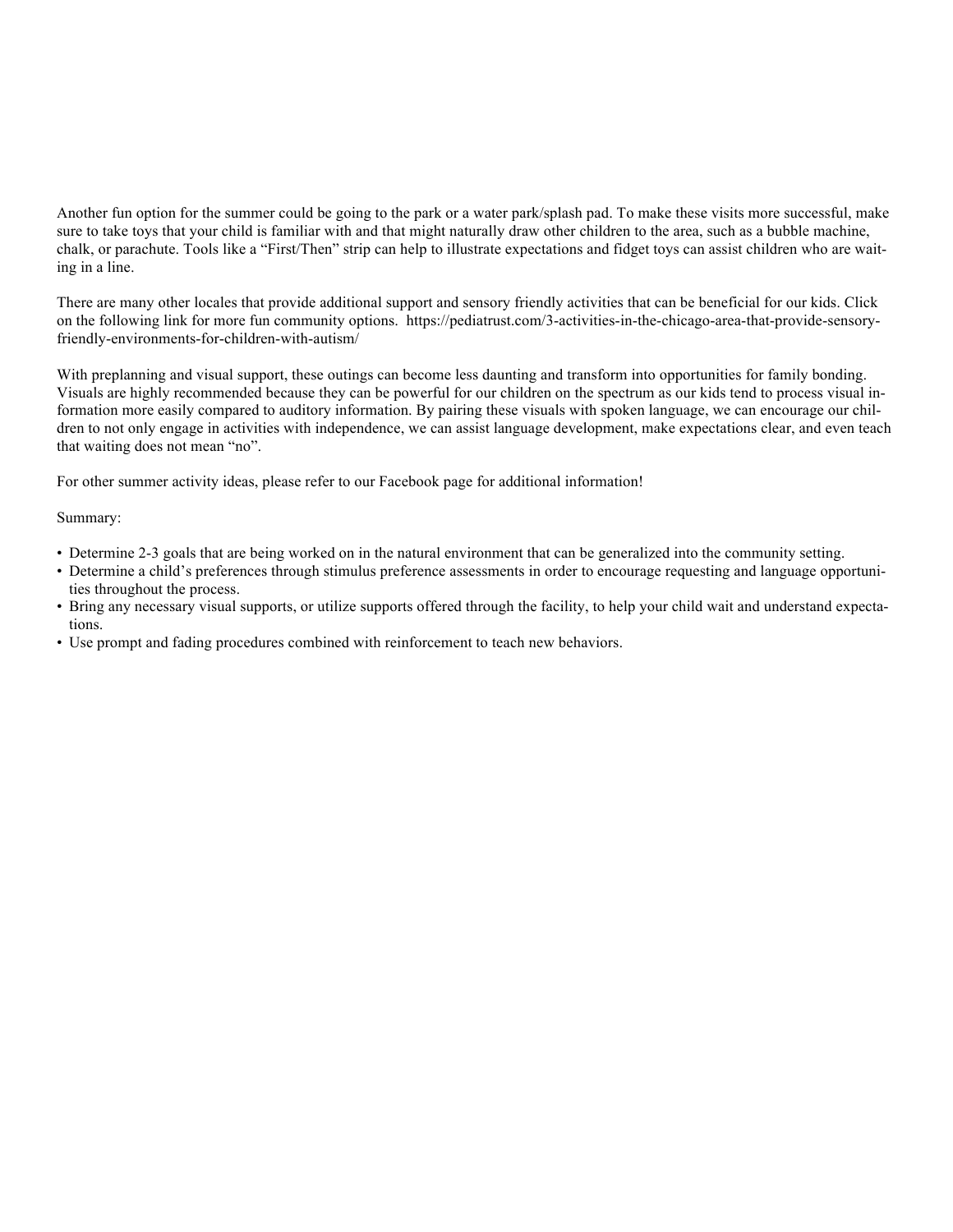Another fun option for the summer could be going to the park or a water park/splash pad. To make these visits more successful, make sure to take toys that your child is familiar with and that might naturally draw other children to the area, such as a bubble machine, chalk, or parachute. Tools like a "First/Then" strip can help to illustrate expectations and fidget toys can assist children who are waiting in a line.

There are many other locales that provide additional support and sensory friendly activities that can be beneficial for our kids. Click on the following link for more fun community options. https://pediatrust.com/3-activities-in-the-chicago-area-that-provide-sensory-friendly-environments-for-children-with-autism/

With preplanning and visual support, these outings can become less daunting and transform into opportunities for family bonding. Visuals are highly recommended because they can be powerful for our children on the spectrum as our kids tend to process visual information more easily compared to auditory information. By pairing these visuals with spoken language, we can encourage our children to not only engage in activities with independence, we can assist language development, make expectations clear, and even teach that waiting does not mean "no".

For other summer activity ideas, please refer to our Facebook page for additional information!

Summary:

- Determine 2-3 goals that are being worked on in the natural environment that can be generalized into the community setting.
- Determine a child's preferences through stimulus preference assessments in order to encourage requesting and language opportunities throughout the process.
- Bring any necessary visual supports, or utilize supports offered through the facility, to help your child wait and understand expectations.
- Use prompt and fading procedures combined with reinforcement to teach new behaviors.